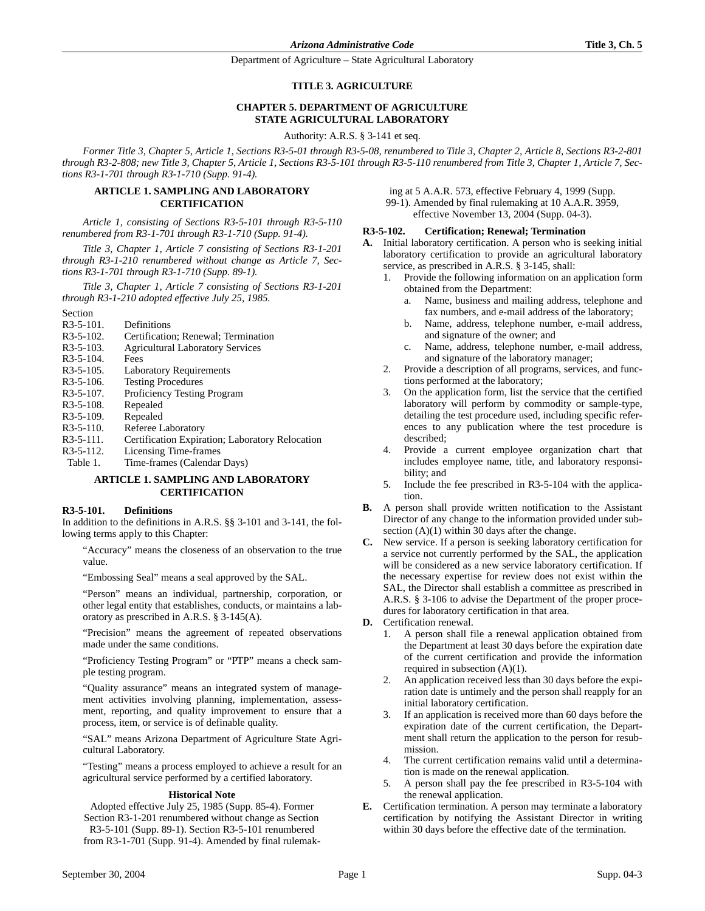# TITLE 3. AGRICULTURE

## CHAPTER 5. DEPARTMENT OF AGRICULTURE STATE AGRICULTURAL LABORATORY

Authority: A.R.S. § 3-141 et seq.

*Former Title 3, Chapter 5, Article 1, Sections R3-5-01 through R3-5-08, renumbered to Title 3, Chapter 2, Article 8, Sections R3-2-801 through R3-2-808; new Title 3, Chapter 5, Article 1, Sections R3-5-101 through R3-5-110 renumbered from Title 3, Chapter 1, Article 7, Sections R3-1-701 through R3-1-710 (Supp. 91-4).*

### ARTICLE 1. SAMPLING AND LABORATORY CERTIFICATION

*Article 1, consisting of Sections R3-5-101 through R3-5-110 renumbered from R3-1-701 through R3-1-710 (Supp. 91-4).*

*Title 3, Chapter 1, Article 7 consisting of Sections R3-1-201 through R3-1-210 renumbered without change as Article 7, Sections R3-1-701 through R3-1-710 (Supp. 89-1).*

*Title 3, Chapter 1, Article 7 consisting of Sections R3-1-201 through R3-1-210 adopted effective July 25, 1985.*

| Section | |
|---|---|
| R3-5-101. | Definitions |
| R3-5-102. | Certification; Renewal; Termination |
| R3-5-103. | Agricultural Laboratory Services |
| R3-5-104. | Fees |
| R3-5-105. | Laboratory Requirements |
| R3-5-106. | Testing Procedures |
| R3-5-107. | Proficiency Testing Program |
| R3-5-108. | Repealed |
| R3-5-109. | Repealed |
| R3-5-110. | Referee Laboratory |
| R3-5-111. | Certification Expiration; Laboratory Relocation |
| R3-5-112. | Licensing Time-frames |
| Table 1. | Time-frames (Calendar Days) |

### ARTICLE 1. SAMPLING AND LABORATORY CERTIFICATION

#### R3-5-101. Definitions

In addition to the definitions in A.R.S. §§ 3-101 and 3-141, the following terms apply to this Chapter:

"Accuracy" means the closeness of an observation to the true value.

"Embossing Seal" means a seal approved by the SAL.

"Person" means an individual, partnership, corporation, or other legal entity that establishes, conducts, or maintains a laboratory as prescribed in A.R.S. § 3-145(A).

"Precision" means the agreement of repeated observations made under the same conditions.

"Proficiency Testing Program" or "PTP" means a check sample testing program.

"Quality assurance" means an integrated system of management activities involving planning, implementation, assessment, reporting, and quality improvement to ensure that a process, item, or service is of definable quality.

"SAL" means Arizona Department of Agriculture State Agricultural Laboratory.

"Testing" means a process employed to achieve a result for an agricultural service performed by a certified laboratory.

**Historical Note**

Adopted effective July 25, 1985 (Supp. 85-4). Former Section R3-1-201 renumbered without change as Section R3-5-101 (Supp. 89-1). Section R3-5-101 renumbered from R3-1-701 (Supp. 91-4). Amended by final rulemaking at 5 A.A.R. 573, effective February 4, 1999 (Supp. 99-1). Amended by final rulemaking at 10 A.A.R. 3959, effective November 13, 2004 (Supp. 04-3).

#### R3-5-102. Certification; Renewal; Termination

**A.** Initial laboratory certification. A person who is seeking initial laboratory certification to provide an agricultural laboratory service, as prescribed in A.R.S. § 3-145, shall:
   1. Provide the following information on an application form obtained from the Department:
      a. Name, business and mailing address, telephone and fax numbers, and e-mail address of the laboratory;
      b. Name, address, telephone number, e-mail address, and signature of the owner; and
      c. Name, address, telephone number, e-mail address, and signature of the laboratory manager;
   2. Provide a description of all programs, services, and functions performed at the laboratory;
   3. On the application form, list the service that the certified laboratory will perform by commodity or sample-type, detailing the test procedure used, including specific references to any publication where the test procedure is described;
   4. Provide a current employee organization chart that includes employee name, title, and laboratory responsibility; and
   5. Include the fee prescribed in R3-5-104 with the application.

**B.** A person shall provide written notification to the Assistant Director of any change to the information provided under subsection (A)(1) within 30 days after the change.

**C.** New service. If a person is seeking laboratory certification for a service not currently performed by the SAL, the application will be considered as a new service laboratory certification. If the necessary expertise for review does not exist within the SAL, the Director shall establish a committee as prescribed in A.R.S. § 3-106 to advise the Department of the proper procedures for laboratory certification in that area.

**D.** Certification renewal.
   1. A person shall file a renewal application obtained from the Department at least 30 days before the expiration date of the current certification and provide the information required in subsection (A)(1).
   2. An application received less than 30 days before the expiration date is untimely and the person shall reapply for an initial laboratory certification.
   3. If an application is received more than 60 days before the expiration date of the current certification, the Department shall return the application to the person for resubmission.
   4. The current certification remains valid until a determination is made on the renewal application.
   5. A person shall pay the fee prescribed in R3-5-104 with the renewal application.

**E.** Certification termination. A person may terminate a laboratory certification by notifying the Assistant Director in writing within 30 days before the effective date of the termination.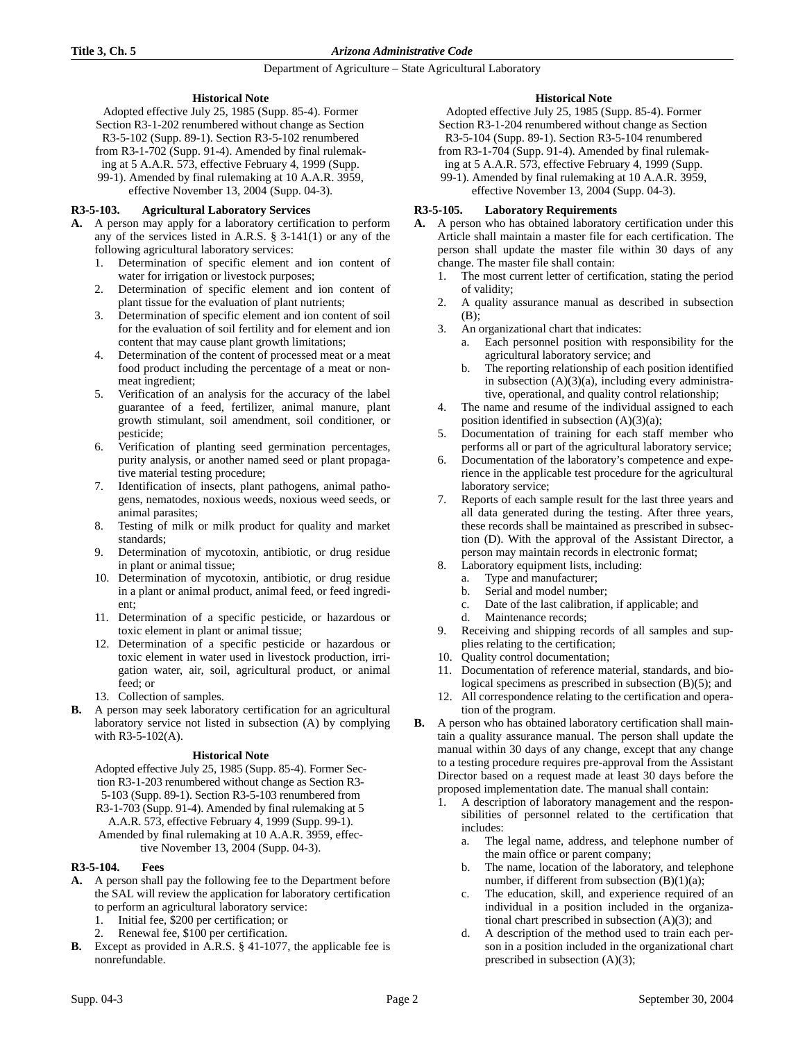### Historical Note

Adopted effective July 25, 1985 (Supp. 85-4). Former Section R3-1-202 renumbered without change as Section R3-5-102 (Supp. 89-1). Section R3-5-102 renumbered from R3-1-702 (Supp. 91-4). Amended by final rulemaking at 5 A.A.R. 573, effective February 4, 1999 (Supp. 99-1). Amended by final rulemaking at 10 A.A.R. 3959, effective November 13, 2004 (Supp. 04-3).

## R3-5-103. Agricultural Laboratory Services

**A.** A person may apply for a laboratory certification to perform any of the services listed in A.R.S. § 3-141(1) or any of the following agricultural laboratory services:

1. Determination of specific element and ion content of water for irrigation or livestock purposes;
2. Determination of specific element and ion content of plant tissue for the evaluation of plant nutrients;
3. Determination of specific element and ion content of soil for the evaluation of soil fertility and for element and ion content that may cause plant growth limitations;
4. Determination of the content of processed meat or a meat food product including the percentage of a meat or non-meat ingredient;
5. Verification of an analysis for the accuracy of the label guarantee of a feed, fertilizer, animal manure, plant growth stimulant, soil amendment, soil conditioner, or pesticide;
6. Verification of planting seed germination percentages, purity analysis, or another named seed or plant propagative material testing procedure;
7. Identification of insects, plant pathogens, animal pathogens, nematodes, noxious weeds, noxious weed seeds, or animal parasites;
8. Testing of milk or milk product for quality and market standards;
9. Determination of mycotoxin, antibiotic, or drug residue in plant or animal tissue;
10. Determination of mycotoxin, antibiotic, or drug residue in a plant or animal product, animal feed, or feed ingredient;
11. Determination of a specific pesticide, or hazardous or toxic element in plant or animal tissue;
12. Determination of a specific pesticide or hazardous or toxic element in water used in livestock production, irrigation water, air, soil, agricultural product, or animal feed; or
13. Collection of samples.

**B.** A person may seek laboratory certification for an agricultural laboratory service not listed in subsection (A) by complying with R3-5-102(A).

### Historical Note

Adopted effective July 25, 1985 (Supp. 85-4). Former Section R3-1-203 renumbered without change as Section R3-5-103 (Supp. 89-1). Section R3-5-103 renumbered from R3-1-703 (Supp. 91-4). Amended by final rulemaking at 5 A.A.R. 573, effective February 4, 1999 (Supp. 99-1). Amended by final rulemaking at 10 A.A.R. 3959, effective November 13, 2004 (Supp. 04-3).

## R3-5-104. Fees

**A.** A person shall pay the following fee to the Department before the SAL will review the application for laboratory certification to perform an agricultural laboratory service:

1. Initial fee, $200 per certification; or
2. Renewal fee, $100 per certification.

**B.** Except as provided in A.R.S. § 41-1077, the applicable fee is nonrefundable.

### Historical Note

Adopted effective July 25, 1985 (Supp. 85-4). Former Section R3-1-204 renumbered without change as Section R3-5-104 (Supp. 89-1). Section R3-5-104 renumbered from R3-1-704 (Supp. 91-4). Amended by final rulemaking at 5 A.A.R. 573, effective February 4, 1999 (Supp. 99-1). Amended by final rulemaking at 10 A.A.R. 3959, effective November 13, 2004 (Supp. 04-3).

## R3-5-105. Laboratory Requirements

**A.** A person who has obtained laboratory certification under this Article shall maintain a master file for each certification. The person shall update the master file within 30 days of any change. The master file shall contain:

1. The most current letter of certification, stating the period of validity;
2. A quality assurance manual as described in subsection (B);
3. An organizational chart that indicates:
   a. Each personnel position with responsibility for the agricultural laboratory service; and
   b. The reporting relationship of each position identified in subsection (A)(3)(a), including every administrative, operational, and quality control relationship;
4. The name and resume of the individual assigned to each position identified in subsection (A)(3)(a);
5. Documentation of training for each staff member who performs all or part of the agricultural laboratory service;
6. Documentation of the laboratory's competence and experience in the applicable test procedure for the agricultural laboratory service;
7. Reports of each sample result for the last three years and all data generated during the testing. After three years, these records shall be maintained as prescribed in subsection (D). With the approval of the Assistant Director, a person may maintain records in electronic format;
8. Laboratory equipment lists, including:
   a. Type and manufacturer;
   b. Serial and model number;
   c. Date of the last calibration, if applicable; and
   d. Maintenance records;
9. Receiving and shipping records of all samples and supplies relating to the certification;
10. Quality control documentation;
11. Documentation of reference material, standards, and biological specimens as prescribed in subsection (B)(5); and
12. All correspondence relating to the certification and operation of the program.

**B.** A person who has obtained laboratory certification shall maintain a quality assurance manual. The person shall update the manual within 30 days of any change, except that any change to a testing procedure requires pre-approval from the Assistant Director based on a request made at least 30 days before the proposed implementation date. The manual shall contain:

1. A description of laboratory management and the responsibilities of personnel related to the certification that includes:
   a. The legal name, address, and telephone number of the main office or parent company;
   b. The name, location of the laboratory, and telephone number, if different from subsection (B)(1)(a);
   c. The education, skill, and experience required of an individual in a position included in the organizational chart prescribed in subsection (A)(3); and
   d. A description of the method used to train each person in a position included in the organizational chart prescribed in subsection (A)(3);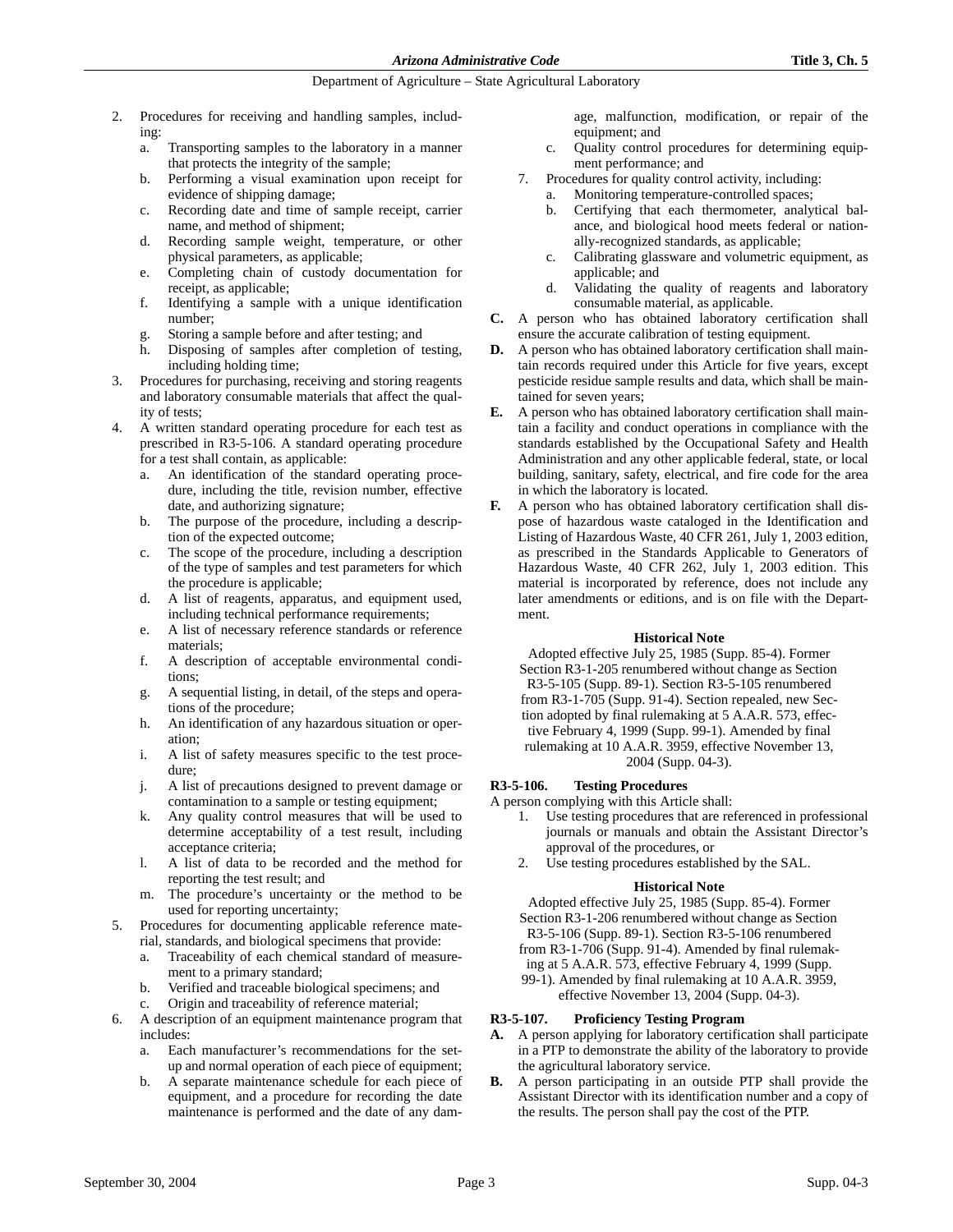2. Procedures for receiving and handling samples, including:
   a. Transporting samples to the laboratory in a manner that protects the integrity of the sample;
   b. Performing a visual examination upon receipt for evidence of shipping damage;
   c. Recording date and time of sample receipt, carrier name, and method of shipment;
   d. Recording sample weight, temperature, or other physical parameters, as applicable;
   e. Completing chain of custody documentation for receipt, as applicable;
   f. Identifying a sample with a unique identification number;
   g. Storing a sample before and after testing; and
   h. Disposing of samples after completion of testing, including holding time;
3. Procedures for purchasing, receiving and storing reagents and laboratory consumable materials that affect the quality of tests;
4. A written standard operating procedure for each test as prescribed in R3-5-106. A standard operating procedure for a test shall contain, as applicable:
   a. An identification of the standard operating procedure, including the title, revision number, effective date, and authorizing signature;
   b. The purpose of the procedure, including a description of the expected outcome;
   c. The scope of the procedure, including a description of the type of samples and test parameters for which the procedure is applicable;
   d. A list of reagents, apparatus, and equipment used, including technical performance requirements;
   e. A list of necessary reference standards or reference materials;
   f. A description of acceptable environmental conditions;
   g. A sequential listing, in detail, of the steps and operations of the procedure;
   h. An identification of any hazardous situation or operation;
   i. A list of safety measures specific to the test procedure;
   j. A list of precautions designed to prevent damage or contamination to a sample or testing equipment;
   k. Any quality control measures that will be used to determine acceptability of a test result, including acceptance criteria;
   l. A list of data to be recorded and the method for reporting the test result; and
   m. The procedure's uncertainty or the method to be used for reporting uncertainty;
5. Procedures for documenting applicable reference material, standards, and biological specimens that provide:
   a. Traceability of each chemical standard of measurement to a primary standard;
   b. Verified and traceable biological specimens; and
   c. Origin and traceability of reference material;
6. A description of an equipment maintenance program that includes:
   a. Each manufacturer's recommendations for the setup and normal operation of each piece of equipment;
   b. A separate maintenance schedule for each piece of equipment, and a procedure for recording the date maintenance is performed and the date of any damage, malfunction, modification, or repair of the equipment; and
   c. Quality control procedures for determining equipment performance; and
7. Procedures for quality control activity, including:
   a. Monitoring temperature-controlled spaces;
   b. Certifying that each thermometer, analytical balance, and biological hood meets federal or nationally-recognized standards, as applicable;
   c. Calibrating glassware and volumetric equipment, as applicable; and
   d. Validating the quality of reagents and laboratory consumable material, as applicable.

**C.** A person who has obtained laboratory certification shall ensure the accurate calibration of testing equipment.

**D.** A person who has obtained laboratory certification shall maintain records required under this Article for five years, except pesticide residue sample results and data, which shall be maintained for seven years;

**E.** A person who has obtained laboratory certification shall maintain a facility and conduct operations in compliance with the standards established by the Occupational Safety and Health Administration and any other applicable federal, state, or local building, sanitary, safety, electrical, and fire code for the area in which the laboratory is located.

**F.** A person who has obtained laboratory certification shall dispose of hazardous waste cataloged in the Identification and Listing of Hazardous Waste, 40 CFR 261, July 1, 2003 edition, as prescribed in the Standards Applicable to Generators of Hazardous Waste, 40 CFR 262, July 1, 2003 edition. This material is incorporated by reference, does not include any later amendments or editions, and is on file with the Department.

**Historical Note**

Adopted effective July 25, 1985 (Supp. 85-4). Former Section R3-1-205 renumbered without change as Section R3-5-105 (Supp. 89-1). Section R3-5-105 renumbered from R3-1-705 (Supp. 91-4). Section repealed, new Section adopted by final rulemaking at 5 A.A.R. 573, effective February 4, 1999 (Supp. 99-1). Amended by final rulemaking at 10 A.A.R. 3959, effective November 13, 2004 (Supp. 04-3).

## R3-5-106. Testing Procedures

A person complying with this Article shall:

1. Use testing procedures that are referenced in professional journals or manuals and obtain the Assistant Director's approval of the procedures, or
2. Use testing procedures established by the SAL.

**Historical Note**

Adopted effective July 25, 1985 (Supp. 85-4). Former Section R3-1-206 renumbered without change as Section R3-5-106 (Supp. 89-1). Section R3-5-106 renumbered from R3-1-706 (Supp. 91-4). Amended by final rulemaking at 5 A.A.R. 573, effective February 4, 1999 (Supp. 99-1). Amended by final rulemaking at 10 A.A.R. 3959, effective November 13, 2004 (Supp. 04-3).

## R3-5-107. Proficiency Testing Program

**A.** A person applying for laboratory certification shall participate in a PTP to demonstrate the ability of the laboratory to provide the agricultural laboratory service.

**B.** A person participating in an outside PTP shall provide the Assistant Director with its identification number and a copy of the results. The person shall pay the cost of the PTP.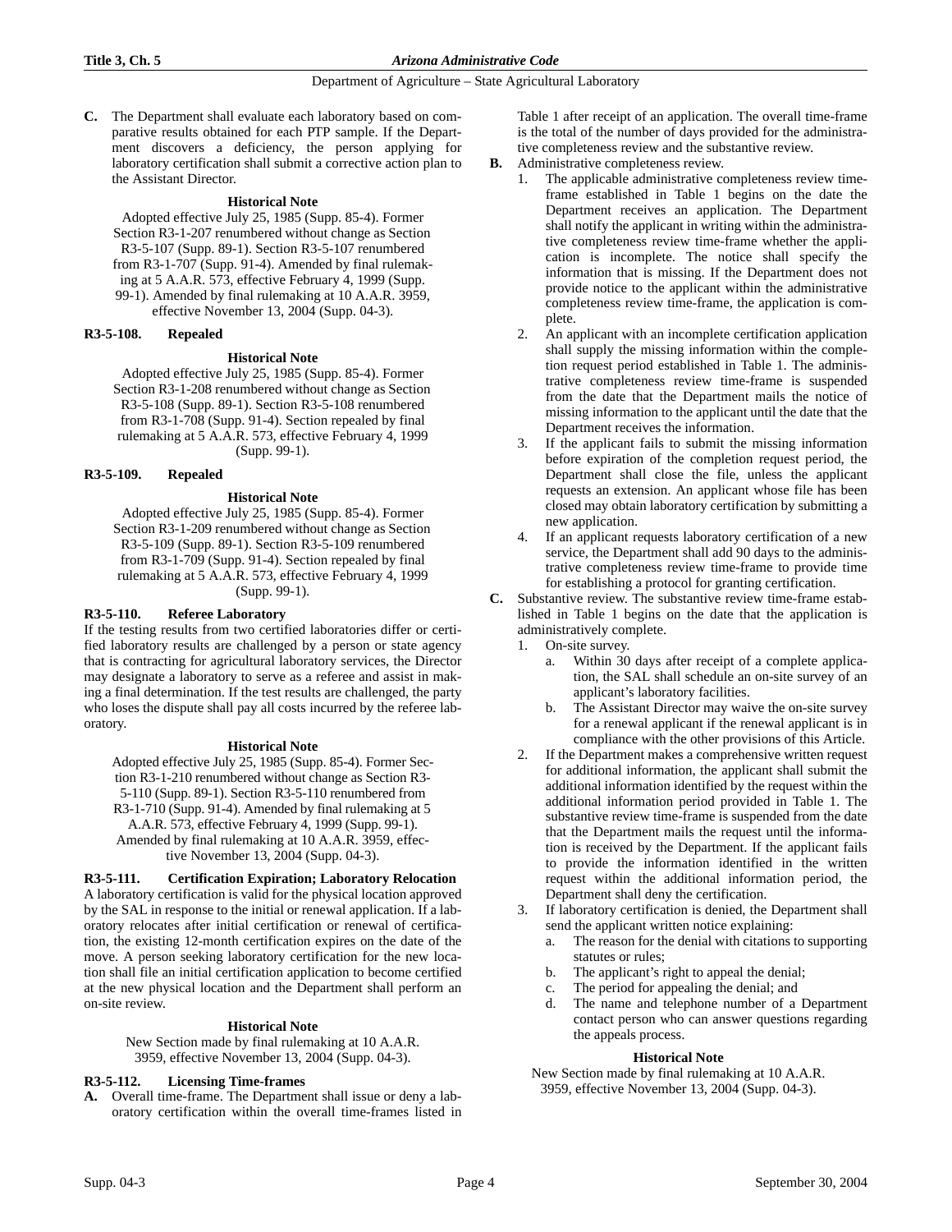**C.** The Department shall evaluate each laboratory based on comparative results obtained for each PTP sample. If the Department discovers a deficiency, the person applying for laboratory certification shall submit a corrective action plan to the Assistant Director.

**Historical Note**

Adopted effective July 25, 1985 (Supp. 85-4). Former Section R3-1-207 renumbered without change as Section R3-5-107 (Supp. 89-1). Section R3-5-107 renumbered from R3-1-707 (Supp. 91-4). Amended by final rulemaking at 5 A.A.R. 573, effective February 4, 1999 (Supp. 99-1). Amended by final rulemaking at 10 A.A.R. 3959, effective November 13, 2004 (Supp. 04-3).

### R3-5-108. Repealed

**Historical Note**

Adopted effective July 25, 1985 (Supp. 85-4). Former Section R3-1-208 renumbered without change as Section R3-5-108 (Supp. 89-1). Section R3-5-108 renumbered from R3-1-708 (Supp. 91-4). Section repealed by final rulemaking at 5 A.A.R. 573, effective February 4, 1999 (Supp. 99-1).

### R3-5-109. Repealed

**Historical Note**

Adopted effective July 25, 1985 (Supp. 85-4). Former Section R3-1-209 renumbered without change as Section R3-5-109 (Supp. 89-1). Section R3-5-109 renumbered from R3-1-709 (Supp. 91-4). Section repealed by final rulemaking at 5 A.A.R. 573, effective February 4, 1999 (Supp. 99-1).

### R3-5-110. Referee Laboratory

If the testing results from two certified laboratories differ or certified laboratory results are challenged by a person or state agency that is contracting for agricultural laboratory services, the Director may designate a laboratory to serve as a referee and assist in making a final determination. If the test results are challenged, the party who loses the dispute shall pay all costs incurred by the referee laboratory.

**Historical Note**

Adopted effective July 25, 1985 (Supp. 85-4). Former Section R3-1-210 renumbered without change as Section R3-5-110 (Supp. 89-1). Section R3-5-110 renumbered from R3-1-710 (Supp. 91-4). Amended by final rulemaking at 5 A.A.R. 573, effective February 4, 1999 (Supp. 99-1). Amended by final rulemaking at 10 A.A.R. 3959, effective November 13, 2004 (Supp. 04-3).

### R3-5-111. Certification Expiration; Laboratory Relocation

A laboratory certification is valid for the physical location approved by the SAL in response to the initial or renewal application. If a laboratory relocates after initial certification or renewal of certification, the existing 12-month certification expires on the date of the move. A person seeking laboratory certification for the new location shall file an initial certification application to become certified at the new physical location and the Department shall perform an on-site review.

**Historical Note**

New Section made by final rulemaking at 10 A.A.R. 3959, effective November 13, 2004 (Supp. 04-3).

### R3-5-112. Licensing Time-frames

**A.** Overall time-frame. The Department shall issue or deny a laboratory certification within the overall time-frames listed in Table 1 after receipt of an application. The overall time-frame is the total of the number of days provided for the administrative completeness review and the substantive review.

**B.** Administrative completeness review.

1. The applicable administrative completeness review time-frame established in Table 1 begins on the date the Department receives an application. The Department shall notify the applicant in writing within the administrative completeness review time-frame whether the application is incomplete. The notice shall specify the information that is missing. If the Department does not provide notice to the applicant within the administrative completeness review time-frame, the application is complete.
2. An applicant with an incomplete certification application shall supply the missing information within the completion request period established in Table 1. The administrative completeness review time-frame is suspended from the date that the Department mails the notice of missing information to the applicant until the date that the Department receives the information.
3. If the applicant fails to submit the missing information before expiration of the completion request period, the Department shall close the file, unless the applicant requests an extension. An applicant whose file has been closed may obtain laboratory certification by submitting a new application.
4. If an applicant requests laboratory certification of a new service, the Department shall add 90 days to the administrative completeness review time-frame to provide time for establishing a protocol for granting certification.

**C.** Substantive review. The substantive review time-frame established in Table 1 begins on the date that the application is administratively complete.

1. On-site survey.
   a. Within 30 days after receipt of a complete application, the SAL shall schedule an on-site survey of an applicant's laboratory facilities.
   b. The Assistant Director may waive the on-site survey for a renewal applicant if the renewal applicant is in compliance with the other provisions of this Article.
2. If the Department makes a comprehensive written request for additional information, the applicant shall submit the additional information identified by the request within the additional information period provided in Table 1. The substantive review time-frame is suspended from the date that the Department mails the request until the information is received by the Department. If the applicant fails to provide the information identified in the written request within the additional information period, the Department shall deny the certification.
3. If laboratory certification is denied, the Department shall send the applicant written notice explaining:
   a. The reason for the denial with citations to supporting statutes or rules;
   b. The applicant's right to appeal the denial;
   c. The period for appealing the denial; and
   d. The name and telephone number of a Department contact person who can answer questions regarding the appeals process.

**Historical Note**

New Section made by final rulemaking at 10 A.A.R. 3959, effective November 13, 2004 (Supp. 04-3).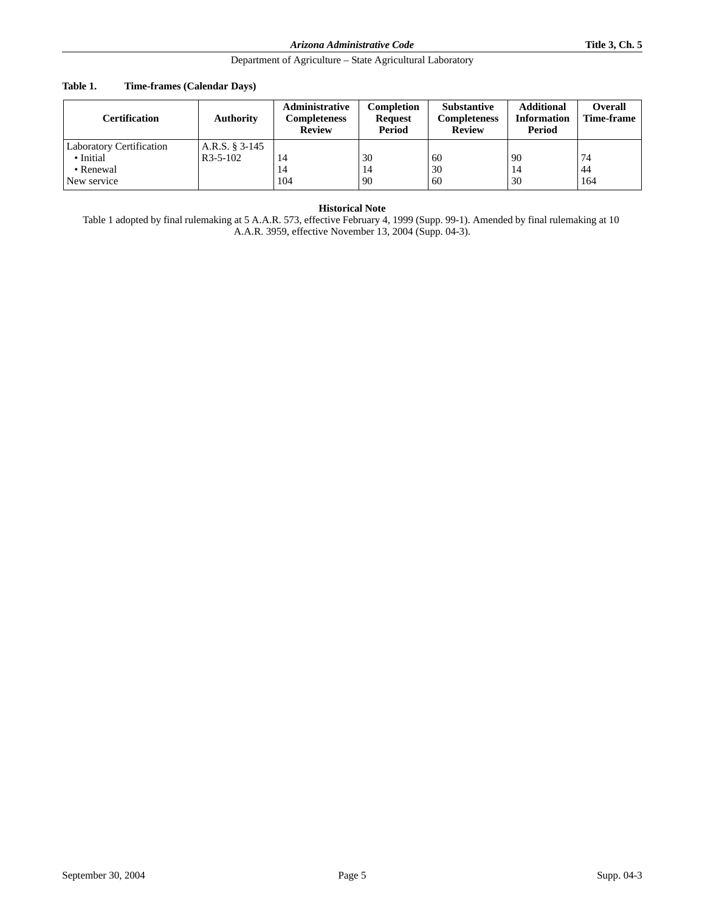**Table 1. Time-frames (Calendar Days)**

| Certification | Authority | Administrative Completeness Review | Completion Request Period | Substantive Completeness Review | Additional Information Period | Overall Time-frame |
|---|---|---|---|---|---|---|
| Laboratory Certification | A.R.S. § 3-145 | | | | | |
| • Initial | R3-5-102 | 14 | 30 | 60 | 90 | 74 |
| • Renewal | | 14 | 14 | 30 | 14 | 44 |
| New service | | 104 | 90 | 60 | 30 | 164 |

**Historical Note**

Table 1 adopted by final rulemaking at 5 A.A.R. 573, effective February 4, 1999 (Supp. 99-1). Amended by final rulemaking at 10 A.A.R. 3959, effective November 13, 2004 (Supp. 04-3).